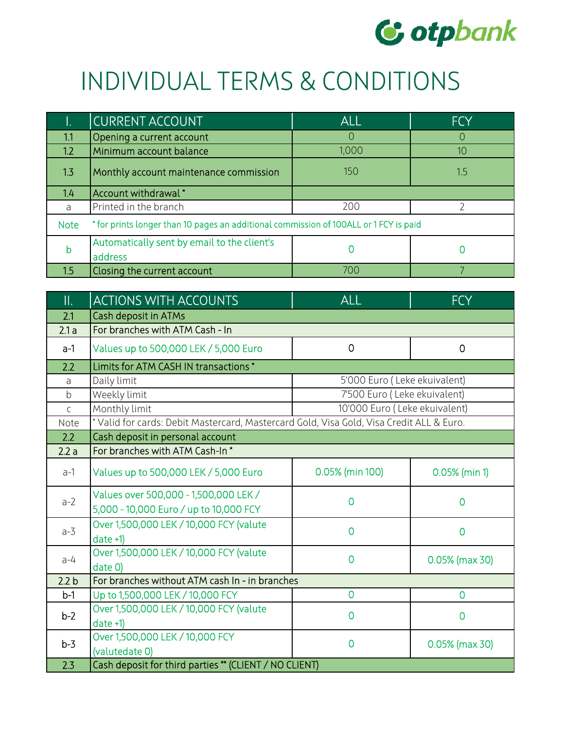# INDIVIDUAL TERMS & CONDITIONS

| I. | CURRENT ACCOUNT | ALL | FCY |
|---|---|---|---|
| 1.1 | Opening a current account | 0 | 0 |
| 1.2 | Minimum account balance | 1,000 | 10 |
| 1.3 | Monthly account maintenance commission | 150 | 1.5 |
| 1.4 | Account withdrawal * | | |
| a | Printed in the branch | 200 | 2 |
| Note | * for prints longer than 10 pages an additional commission of 100ALL or 1 FCY is paid | | |
| b | Automatically sent by email to the client's address | 0 | 0 |
| 1.5 | Closing the current account | 700 | 7 |

| II. | ACTIONS WITH ACCOUNTS | ALL | FCY |
|---|---|---|---|
| 2.1 | Cash deposit in ATMs | | |
| 2.1 a | For branches with ATM Cash - In | | |
| a-1 | Values up to 500,000 LEK / 5,000 Euro | 0 | 0 |
| 2.2 | Limits for ATM CASH IN transactions * | | |
| a | Daily limit | 5'000 Euro ( Leke ekuivalent) | |
| b | Weekly limit | 7'500 Euro ( Leke ekuivalent) | |
| c | Monthly limit | 10'000 Euro ( Leke ekuivalent) | |
| Note | * Valid for cards: Debit Mastercard, Mastercard Gold, Visa Gold, Visa Credit ALL & Euro. | | |
| 2.2 | Cash deposit in personal account | | |
| 2.2 a | For branches with ATM Cash-In * | | |
| a-1 | Values up to 500,000 LEK / 5,000 Euro | 0.05% (min 100) | 0.05% (min 1) |
| a-2 | Values over 500,000 - 1,500,000 LEK / 5,000 - 10,000 Euro / up to 10,000 FCY | 0 | 0 |
| a-3 | Over 1,500,000 LEK / 10,000 FCY (valute date +1) | 0 | 0 |
| a-4 | Over 1,500,000 LEK / 10,000 FCY (valute date 0) | 0 | 0.05% (max 30) |
| 2.2 b | For branches without ATM cash In - in branches | | |
| b-1 | Up to 1,500,000 LEK / 10,000 FCY | 0 | 0 |
| b-2 | Over 1,500,000 LEK / 10,000 FCY (valute date +1) | 0 | 0 |
| b-3 | Over 1,500,000 LEK / 10,000 FCY (valutedate 0) | 0 | 0.05% (max 30) |
| 2.3 | Cash deposit for third parties ** (CLIENT / NO CLIENT) | | |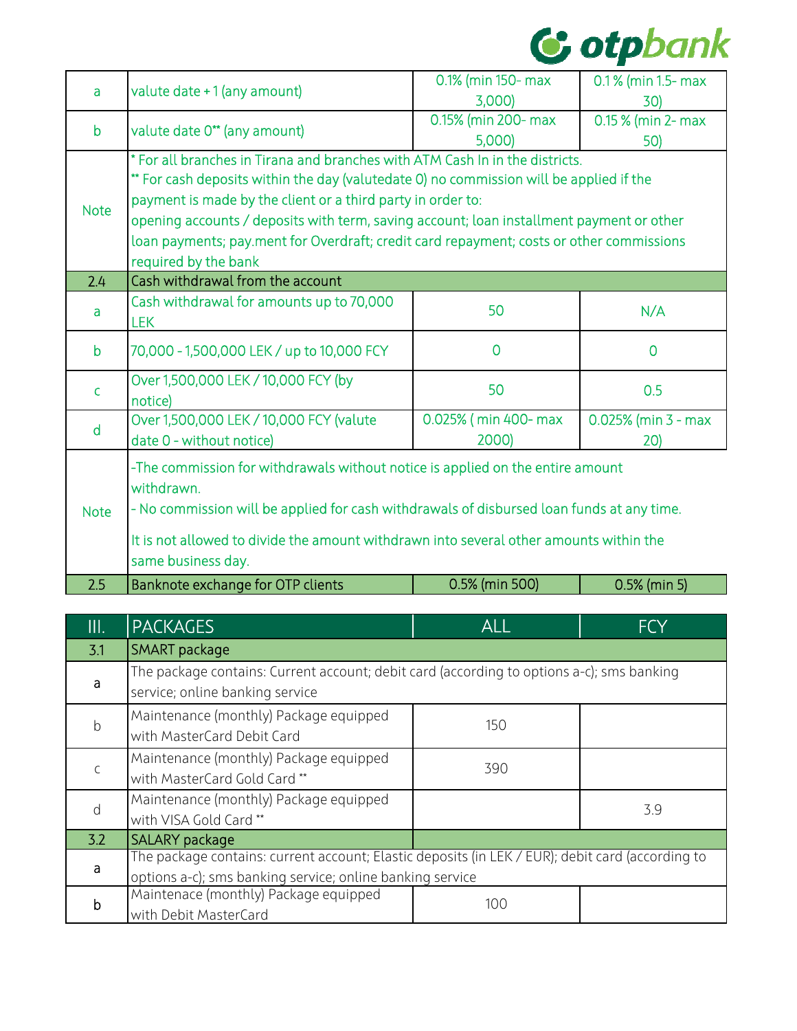| | | | |
|---|---|---|---|
| a | valute date + 1 (any amount) | 0.1% (min 150- max 3,000) | 0.1 % (min 1.5- max 30) |
| b | valute date 0** (any amount) | 0.15% (min 200- max 5,000) | 0.15 % (min 2- max 50) |
| Note | * For all branches in Tirana and branches with ATM Cash In in the districts.<br>** For cash deposits within the day (valutedate 0) no commission will be applied if the payment is made by the client or a third party in order to:<br>opening accounts / deposits with term, saving account; loan installment payment or other loan payments; pay.ment for Overdraft; credit card repayment; costs or other commissions required by the bank | | |
| 2.4 | Cash withdrawal from the account | | |
| a | Cash withdrawal for amounts up to 70,000 LEK | 50 | N/A |
| b | 70,000 - 1,500,000 LEK / up to 10,000 FCY | 0 | 0 |
| c | Over 1,500,000 LEK / 10,000 FCY (by notice) | 50 | 0.5 |
| d | Over 1,500,000 LEK / 10,000 FCY (valute date 0 - without notice) | 0.025% ( min 400- max 2000) | 0.025% (min 3 - max 20) |
| Note | -The commission for withdrawals without notice is applied on the entire amount withdrawn.<br>- No commission will be applied for cash withdrawals of disbursed loan funds at any time.<br>It is not allowed to divide the amount withdrawn into several other amounts within the same business day. | | |
| 2.5 | Banknote exchange for OTP clients | 0.5% (min 500) | 0.5% (min 5) |

| III. | PACKAGES | ALL | FCY |
|---|---|---|---|
| 3.1 | SMART package | | |
| a | The package contains: Current account; debit card (according to options a-c); sms banking service; online banking service | | |
| b | Maintenance (monthly) Package equipped with MasterCard Debit Card | 150 | |
| c | Maintenance (monthly) Package equipped with MasterCard Gold Card ** | 390 | |
| d | Maintenance (monthly) Package equipped with VISA Gold Card ** | | 3.9 |
| 3.2 | SALARY package | | |
| a | The package contains: current account; Elastic deposits (in LEK / EUR); debit card (according to options a-c); sms banking service; online banking service | | |
| b | Maintenace (monthly) Package equipped with Debit MasterCard | 100 | |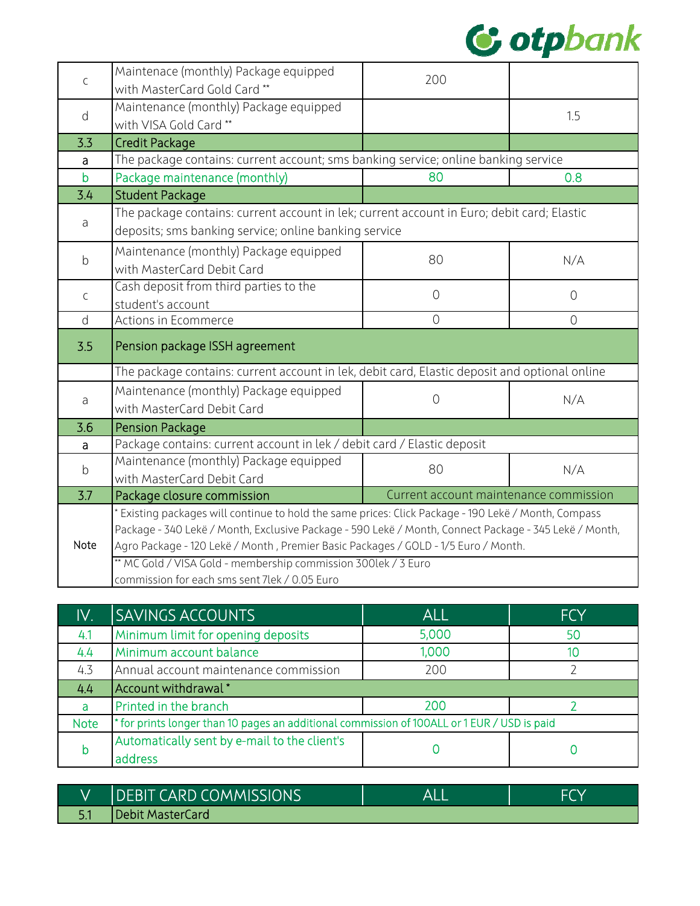| | | | |
|---|---|---|---|
| c | Maintenace (monthly) Package equipped with MasterCard Gold Card ** | 200 | |
| d | Maintenance (monthly) Package equipped with VISA Gold Card ** | | 1.5 |
| 3.3 | Credit Package | | |
| a | The package contains: current account; sms banking service; online banking service | | |
| b | Package maintenance (monthly) | 80 | 0.8 |
| 3.4 | Student Package | | |
| a | The package contains: current account in lek; current account in Euro; debit card; Elastic deposits; sms banking service; online banking service | | |
| b | Maintenance (monthly) Package equipped with MasterCard Debit Card | 80 | N/A |
| c | Cash deposit from third parties to the student's account | 0 | 0 |
| d | Actions in Ecommerce | 0 | 0 |
| 3.5 | Pension package ISSH agreement | | |
| | The package contains: current account in lek, debit card, Elastic deposit and optional online | | |
| a | Maintenance (monthly) Package equipped with MasterCard Debit Card | 0 | N/A |
| 3.6 | Pension Package | | |
| a | Package contains: current account in lek / debit card / Elastic deposit | | |
| b | Maintenance (monthly) Package equipped with MasterCard Debit Card | 80 | N/A |
| 3.7 | Package closure commission | Current account maintenance commission | |
| Note | * Existing packages will continue to hold the same prices: Click Package - 190 Lekë / Month, Compass Package - 340 Lekë / Month, Exclusive Package - 590 Lekë / Month, Connect Package - 345 Lekë / Month, Agro Package - 120 Lekë / Month , Premier Basic Packages / GOLD - 1/5 Euro / Month. | | |
| | ** MC Gold / VISA Gold - membership commission 300lek / 3 Euro<br>commission for each sms sent 7lek / 0.05 Euro | | |

| IV. | SAVINGS ACCOUNTS | ALL | FCY |
|---|---|---|---|
| 4.1 | Minimum limit for opening deposits | 5,000 | 50 |
| 4.4 | Minimum account balance | 1,000 | 10 |
| 4.3 | Annual account maintenance commission | 200 | 2 |
| 4.4 | Account withdrawal * | | |
| a | Printed in the branch | 200 | 2 |
| Note | * for prints longer than 10 pages an additional commission of 100ALL or 1 EUR / USD is paid | | |
| b | Automatically sent by e-mail to the client's address | 0 | 0 |

| V | DEBIT CARD COMMISSIONS | ALL | FCY |
|---|---|---|---|
| 5.1 | Debit MasterCard | | |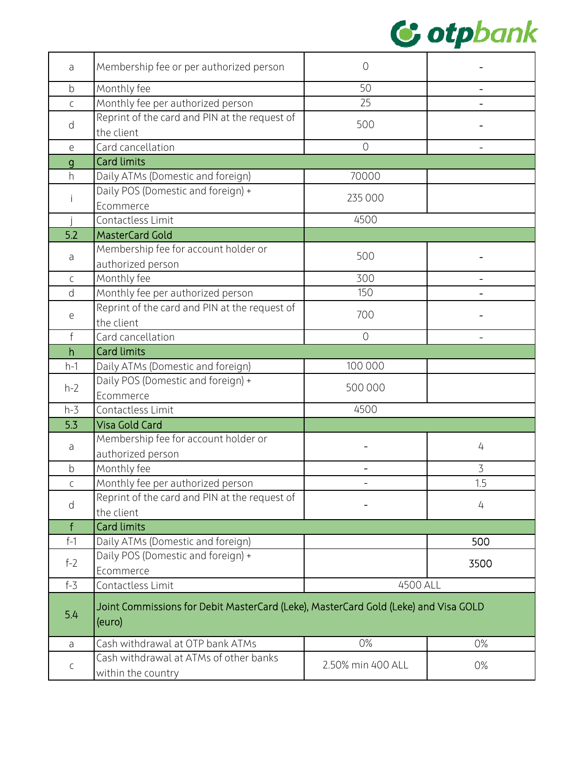| | | | |
|---|---|---|---|
| a | Membership fee or per authorized person | 0 | - |
| b | Monthly fee | 50 | - |
| c | Monthly fee per authorized person | 25 | - |
| d | Reprint of the card and PIN at the request of the client | 500 | - |
| e | Card cancellation | 0 | - |
| g | Card limits | | |
| h | Daily ATMs (Domestic and foreign) | 70000 | |
| i | Daily POS (Domestic and foreign) + Ecommerce | 235 000 | |
| j | Contactless Limit | 4500 | |
| 5.2 | MasterCard Gold | | |
| a | Membership fee for account holder or authorized person | 500 | - |
| c | Monthly fee | 300 | - |
| d | Monthly fee per authorized person | 150 | - |
| e | Reprint of the card and PIN at the request of the client | 700 | - |
| f | Card cancellation | 0 | - |
| h | Card limits | | |
| h-1 | Daily ATMs (Domestic and foreign) | 100 000 | |
| h-2 | Daily POS (Domestic and foreign) + Ecommerce | 500 000 | |
| h-3 | Contactless Limit | 4500 | |
| 5.3 | Visa Gold Card | | |
| a | Membership fee for account holder or authorized person | - | 4 |
| b | Monthly fee | - | 3 |
| c | Monthly fee per authorized person | - | 1.5 |
| d | Reprint of the card and PIN at the request of the client | - | 4 |
| f | Card limits | | |
| f-1 | Daily ATMs (Domestic and foreign) | | 500 |
| f-2 | Daily POS (Domestic and foreign) + Ecommerce | | 3500 |
| f-3 | Contactless Limit | 4500 ALL | |
| 5.4 | Joint Commissions for Debit MasterCard (Leke), MasterCard Gold (Leke) and Visa GOLD (euro) | | |
| a | Cash withdrawal at OTP bank ATMs | 0% | 0% |
| c | Cash withdrawal at ATMs of other banks within the country | 2.50% min 400 ALL | 0% |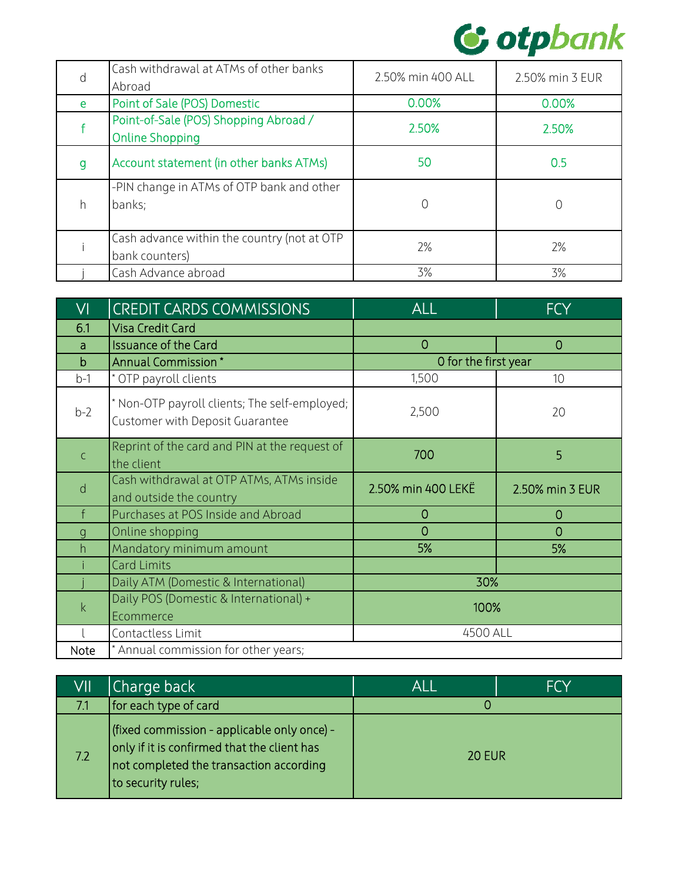| | | | |
|---|---|---|---|
| d | Cash withdrawal at ATMs of other banks Abroad | 2.50% min 400 ALL | 2.50% min 3 EUR |
| e | Point of Sale (POS) Domestic | 0.00% | 0.00% |
| f | Point-of-Sale (POS) Shopping Abroad / Online Shopping | 2.50% | 2.50% |
| g | Account statement (in other banks ATMs) | 50 | 0.5 |
| h | -PIN change in ATMs of OTP bank and other banks; | 0 | 0 |
| i | Cash advance within the country (not at OTP bank counters) | 2% | 2% |
| j | Cash Advance abroad | 3% | 3% |

| VI | CREDIT CARDS COMMISSIONS | ALL | FCY |
|---|---|---|---|
| 6.1 | Visa Credit Card | | |
| a | Issuance of the Card | 0 | 0 |
| b | Annual Commission * | 0 for the first year | |
| b-1 | * OTP payroll clients | 1,500 | 10 |
| b-2 | * Non-OTP payroll clients; The self-employed; Customer with Deposit Guarantee | 2,500 | 20 |
| c | Reprint of the card and PIN at the request of the client | 700 | 5 |
| d | Cash withdrawal at OTP ATMs, ATMs inside and outside the country | 2.50% min 400 LEKË | 2.50% min 3 EUR |
| f | Purchases at POS Inside and Abroad | 0 | 0 |
| g | Online shopping | 0 | 0 |
| h | Mandatory minimum amount | 5% | 5% |
| i | Card Limits | | |
| j | Daily ATM (Domestic & International) | 30% | |
| k | Daily POS (Domestic & International) + Ecommerce | 100% | |
| l | Contactless Limit | 4500 ALL | |
| Note | * Annual commission for other years; | | |

| VII | Charge back | ALL | FCY |
|---|---|---|---|
| 7.1 | for each type of card | 0 | |
| 7.2 | (fixed commission - applicable only once) - only if it is confirmed that the client has not completed the transaction according to security rules; | 20 EUR | |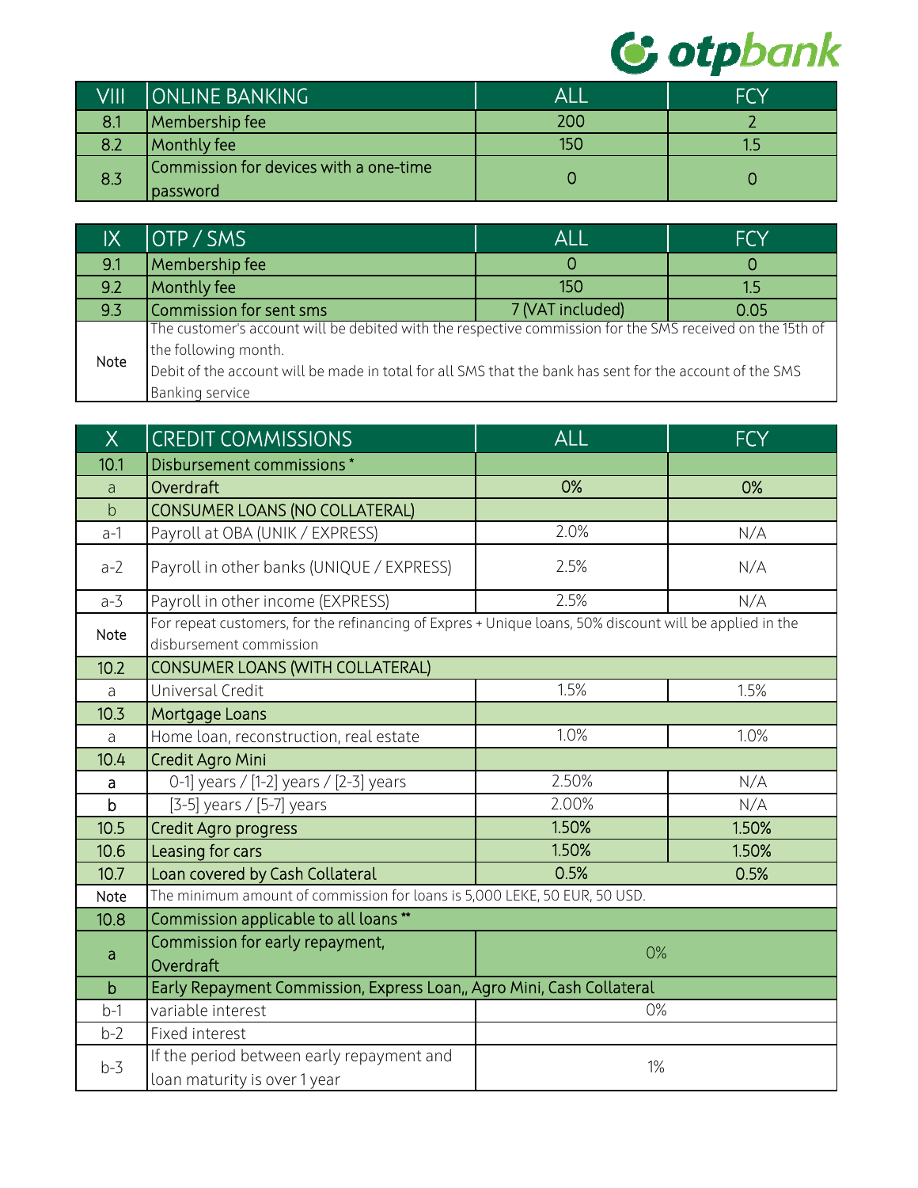| VIII | ONLINE BANKING | ALL | FCY |
|---|---|---|---|
| 8.1 | Membership fee | 200 | 2 |
| 8.2 | Monthly fee | 150 | 1.5 |
| 8.3 | Commission for devices with a one-time password | 0 | 0 |

| IX | OTP / SMS | ALL | FCY |
|---|---|---|---|
| 9.1 | Membership fee | 0 | 0 |
| 9.2 | Monthly fee | 150 | 1.5 |
| 9.3 | Commission for sent sms | 7 (VAT included) | 0.05 |
| Note | The customer's account will be debited with the respective commission for the SMS received on the 15th of the following month. Debit of the account will be made in total for all SMS that the bank has sent for the account of the SMS Banking service | | |

| X | CREDIT COMMISSIONS | ALL | FCY |
|---|---|---|---|
| 10.1 | Disbursement commissions * | | |
| a | Overdraft | 0% | 0% |
| b | CONSUMER LOANS (NO COLLATERAL) | | |
| a-1 | Payroll at OBA (UNIK / EXPRESS) | 2.0% | N/A |
| a-2 | Payroll in other banks (UNIQUE / EXPRESS) | 2.5% | N/A |
| a-3 | Payroll in other income (EXPRESS) | 2.5% | N/A |
| Note | For repeat customers, for the refinancing of Expres + Unique loans, 50% discount will be applied in the disbursement commission | | |
| 10.2 | CONSUMER LOANS (WITH COLLATERAL) | | |
| a | Universal Credit | 1.5% | 1.5% |
| 10.3 | Mortgage Loans | | |
| a | Home loan, reconstruction, real estate | 1.0% | 1.0% |
| 10.4 | Credit Agro Mini | | |
| a | 0-1] years / [1-2] years / [2-3] years | 2.50% | N/A |
| b | [3-5] years / [5-7] years | 2.00% | N/A |
| 10.5 | Credit Agro progress | 1.50% | 1.50% |
| 10.6 | Leasing for cars | 1.50% | 1.50% |
| 10.7 | Loan covered by Cash Collateral | 0.5% | 0.5% |
| Note | The minimum amount of commission for loans is 5,000 LEKE, 50 EUR, 50 USD. | | |
| 10.8 | Commission applicable to all loans ** | | |
| a | Commission for early repayment, Overdraft | 0% | |
| b | Early Repayment Commission, Express Loan,, Agro Mini, Cash Collateral | | |
| b-1 | variable interest | 0% | |
| b-2 | Fixed interest | | |
| b-3 | If the period between early repayment and loan maturity is over 1 year | 1% | |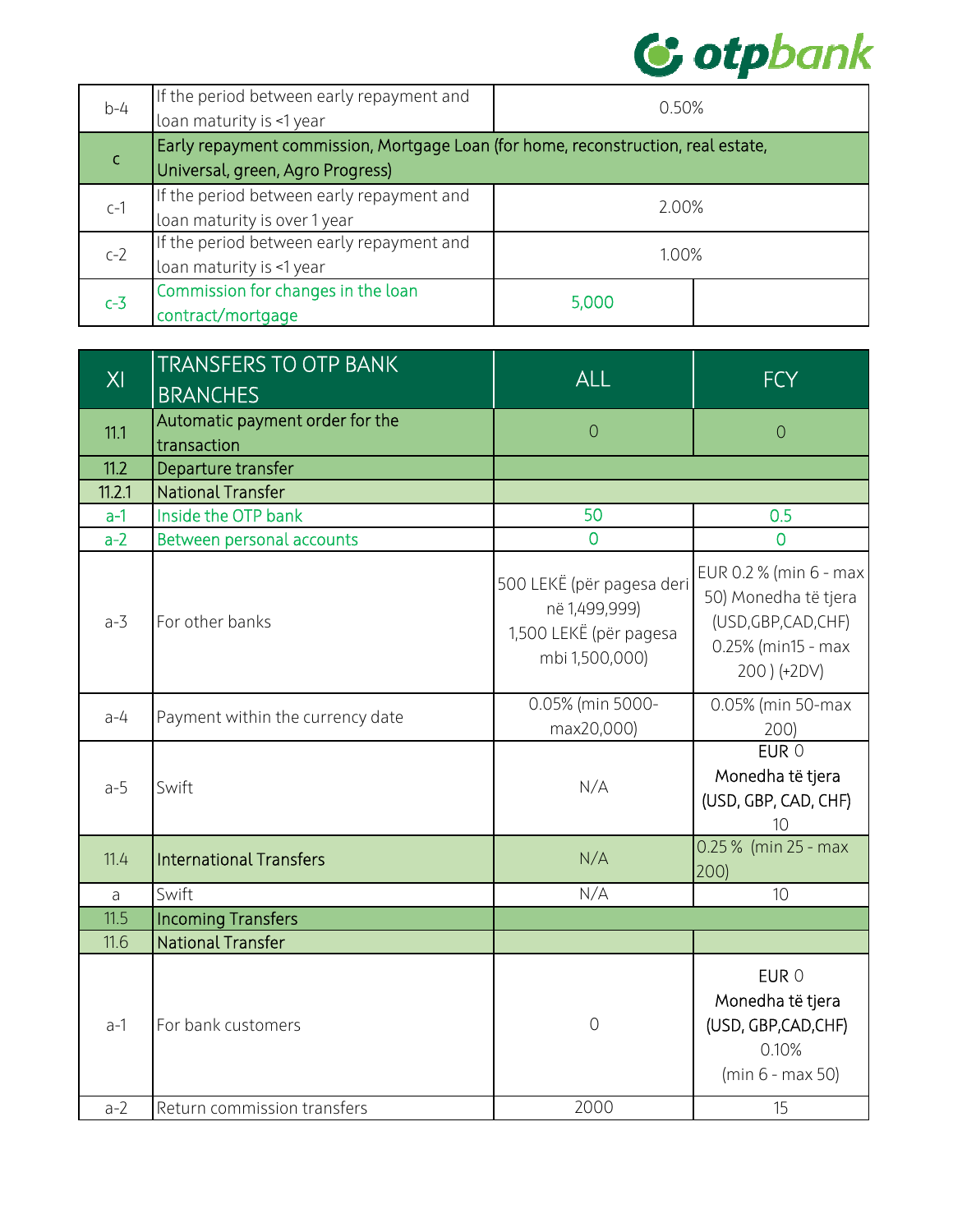| | | | |
|---|---|---|---|
| b-4 | If the period between early repayment and loan maturity is <1 year | 0.50% | |
| c | Early repayment commission, Mortgage Loan (for home, reconstruction, real estate, Universal, green, Agro Progress) | | |
| c-1 | If the period between early repayment and loan maturity is over 1 year | 2.00% | |
| c-2 | If the period between early repayment and loan maturity is <1 year | 1.00% | |
| c-3 | Commission for changes in the loan contract/mortgage | 5,000 | |

| XI | TRANSFERS TO OTP BANK BRANCHES | ALL | FCY |
|---|---|---|---|
| 11.1 | Automatic payment order for the transaction | 0 | 0 |
| 11.2 | Departure transfer | | |
| 11.2.1 | National Transfer | | |
| a-1 | Inside the OTP bank | 50 | 0.5 |
| a-2 | Between personal accounts | 0 | 0 |
| a-3 | For other banks | 500 LEKË (për pagesa deri në 1,499,999) 1,500 LEKË (për pagesa mbi 1,500,000) | EUR 0.2 % (min 6 - max 50) Monedha të tjera (USD,GBP,CAD,CHF) 0.25% (min15 - max 200 ) (+2DV) |
| a-4 | Payment within the currency date | 0.05% (min 5000- max20,000) | 0.05% (min 50-max 200) |
| a-5 | Swift | N/A | EUR 0 Monedha të tjera (USD, GBP, CAD, CHF) 10 |
| 11.4 | International Transfers | N/A | 0.25 % (min 25 - max 200) |
| a | Swift | N/A | 10 |
| 11.5 | Incoming Transfers | | |
| 11.6 | National Transfer | | |
| a-1 | For bank customers | 0 | EUR 0 Monedha të tjera (USD, GBP,CAD,CHF) 0.10% (min 6 - max 50) |
| a-2 | Return commission transfers | 2000 | 15 |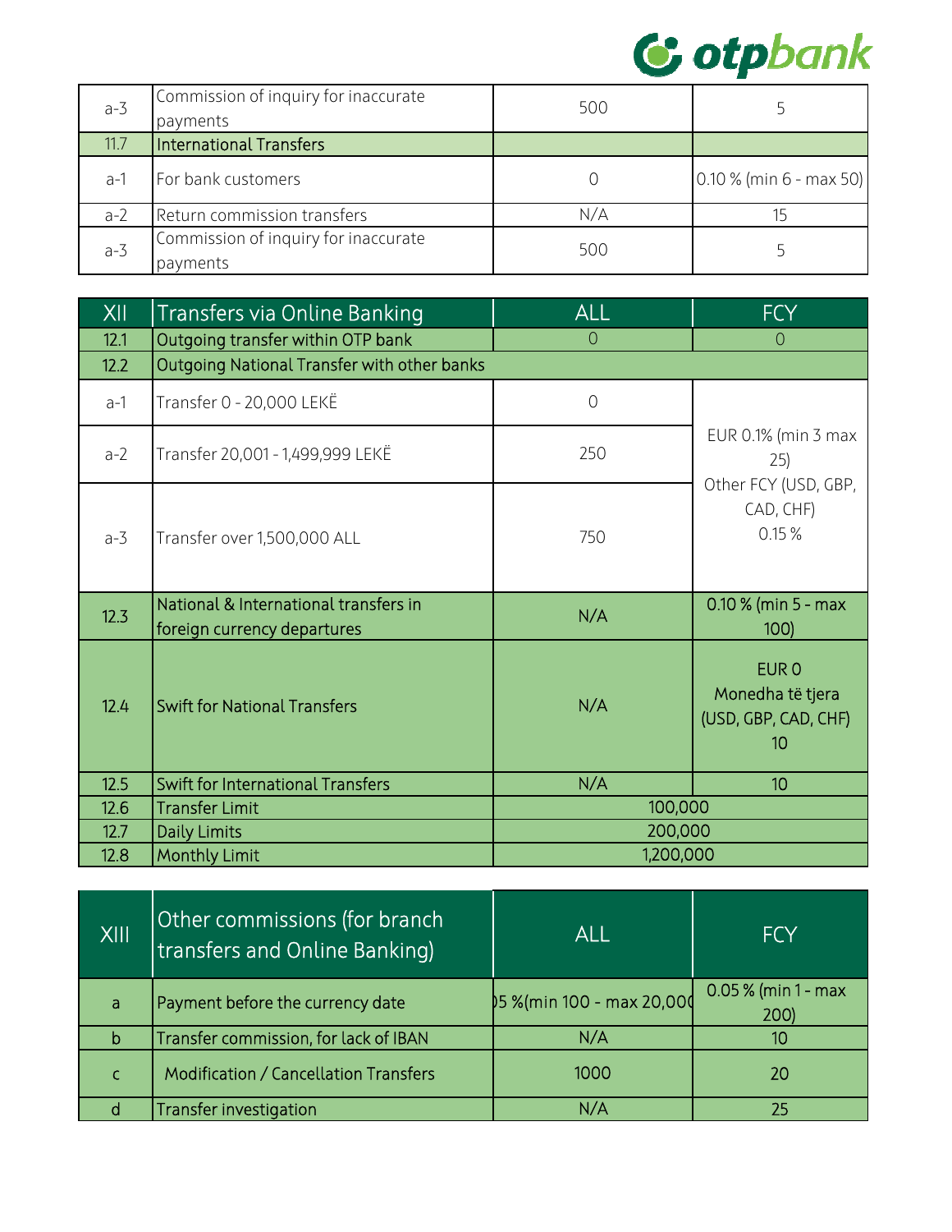| | | | |
|---|---|---|---|
| a-3 | Commission of inquiry for inaccurate payments | 500 | 5 |
| 11.7 | International Transfers | | |
| a-1 | For bank customers | 0 | 0.10 % (min 6 - max 50) |
| a-2 | Return commission transfers | N/A | 15 |
| a-3 | Commission of inquiry for inaccurate payments | 500 | 5 |

| XII | Transfers via Online Banking | ALL | FCY |
|---|---|---|---|
| 12.1 | Outgoing transfer within OTP bank | 0 | 0 |
| 12.2 | Outgoing National Transfer with other banks | | |
| a-1 | Transfer 0 - 20,000 LEKË | 0 | EUR 0.1% (min 3 max 25)<br>Other FCY (USD, GBP, CAD, CHF)<br>0.15 % |
| a-2 | Transfer 20,001 - 1,499,999 LEKË | 250 | |
| a-3 | Transfer over 1,500,000 ALL | 750 | |
| 12.3 | National & International transfers in foreign currency departures | N/A | 0.10 % (min 5 - max 100) |
| 12.4 | Swift for National Transfers | N/A | EUR 0<br>Monedha të tjera (USD, GBP, CAD, CHF)<br>10 |
| 12.5 | Swift for International Transfers | N/A | 10 |
| 12.6 | Transfer Limit | 100,000 | |
| 12.7 | Daily Limits | 200,000 | |
| 12.8 | Monthly Limit | 1,200,000 | |

| XIII | Other commissions (for branch transfers and Online Banking) | ALL | FCY |
|---|---|---|---|
| a | Payment before the currency date | )5 %(min 100 - max 20,00( | 0.05 % (min 1 - max 200) |
| b | Transfer commission, for lack of IBAN | N/A | 10 |
| c | Modification / Cancellation Transfers | 1000 | 20 |
| d | Transfer investigation | N/A | 25 |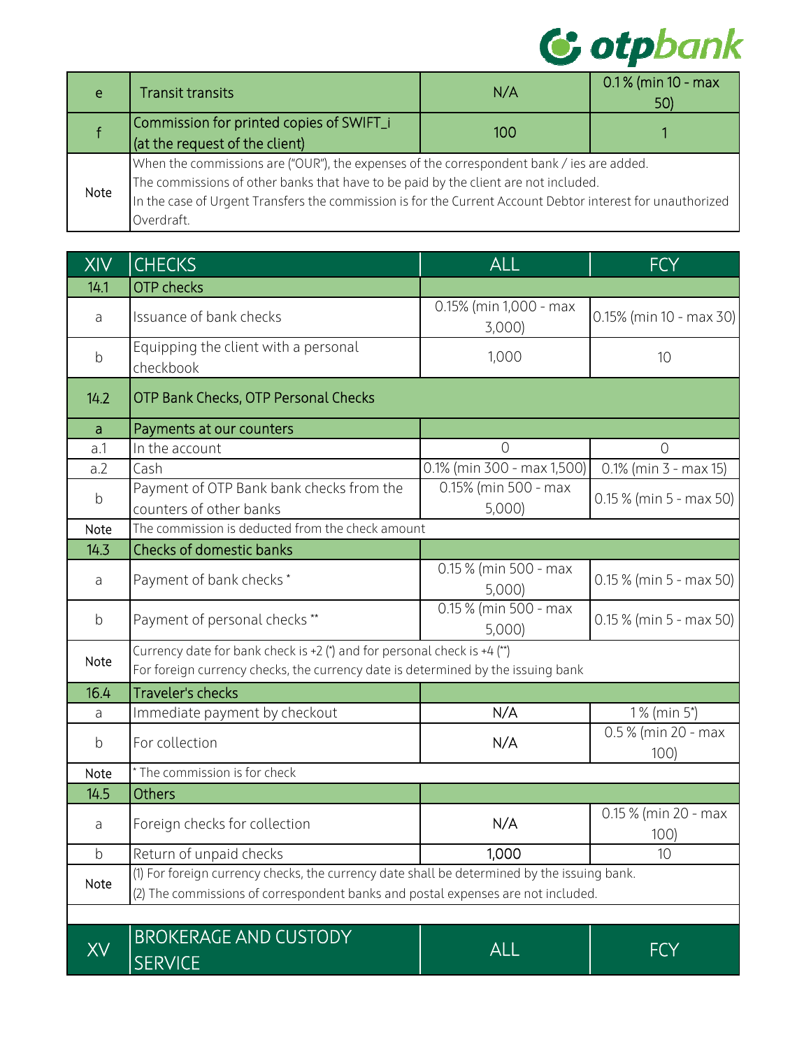| | | | |
|---|---|---|---|
| e | Transit transits | N/A | 0.1 % (min 10 - max 50) |
| f | Commission for printed copies of SWIFT_i (at the request of the client) | 100 | 1 |
| Note | When the commissions are ("OUR"), the expenses of the correspondent bank / ies are added. The commissions of other banks that have to be paid by the client are not included. In the case of Urgent Transfers the commission is for the Current Account Debtor interest for unauthorized Overdraft. | | |

| XIV | CHECKS | ALL | FCY |
|---|---|---|---|
| 14.1 | OTP checks | | |
| a | Issuance of bank checks | 0.15% (min 1,000 - max 3,000) | 0.15% (min 10 - max 30) |
| b | Equipping the client with a personal checkbook | 1,000 | 10 |
| 14.2 | OTP Bank Checks, OTP Personal Checks | | |
| a | Payments at our counters | | |
| a.1 | In the account | 0 | 0 |
| a.2 | Cash | 0.1% (min 300 - max 1,500) | 0.1% (min 3 - max 15) |
| b | Payment of OTP Bank bank checks from the counters of other banks | 0.15% (min 500 - max 5,000) | 0.15 % (min 5 - max 50) |
| Note | The commission is deducted from the check amount | | |
| 14.3 | Checks of domestic banks | | |
| a | Payment of bank checks * | 0.15 % (min 500 - max 5,000) | 0.15 % (min 5 - max 50) |
| b | Payment of personal checks ** | 0.15 % (min 500 - max 5,000) | 0.15 % (min 5 - max 50) |
| Note | Currency date for bank check is +2 (*) and for personal check is +4 (**) For foreign currency checks, the currency date is determined by the issuing bank | | |
| 16.4 | Traveler's checks | | |
| a | Immediate payment by checkout | N/A | 1 % (min 5*) |
| b | For collection | N/A | 0.5 % (min 20 - max 100) |
| Note | * The commission is for check | | |
| 14.5 | Others | | |
| a | Foreign checks for collection | N/A | 0.15 % (min 20 - max 100) |
| b | Return of unpaid checks | 1,000 | 10 |
| Note | (1) For foreign currency checks, the currency date shall be determined by the issuing bank. (2) The commissions of correspondent banks and postal expenses are not included. | | |

| XV | BROKERAGE AND CUSTODY SERVICE | ALL | FCY |
|---|---|---|---|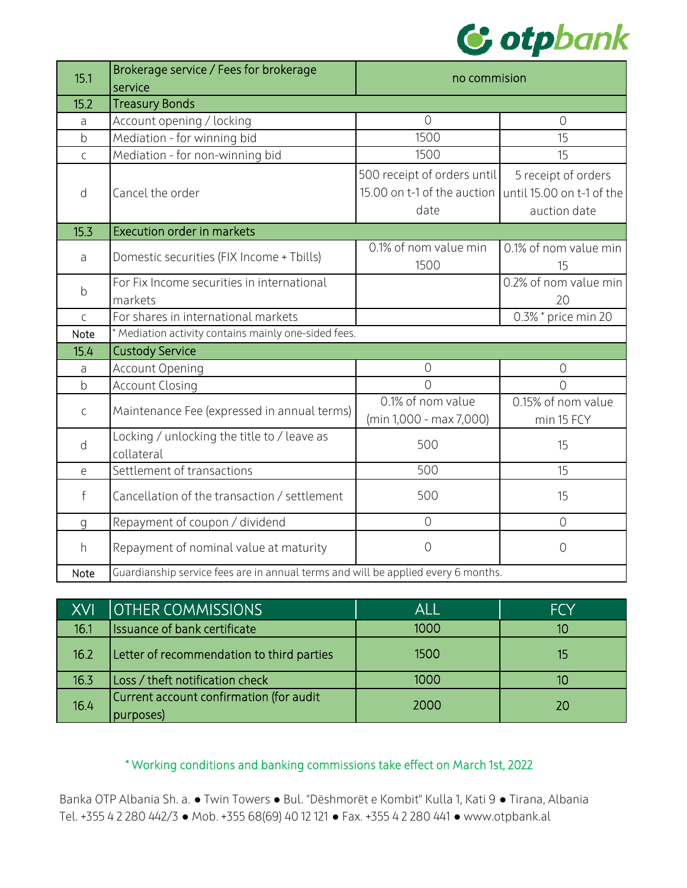| | | | |
|---|---|---|---|
| 15.1 | Brokerage service / Fees for brokerage service | no commision | |
| 15.2 | Treasury Bonds | | |
| a | Account opening / locking | 0 | 0 |
| b | Mediation - for winning bid | 1500 | 15 |
| c | Mediation - for non-winning bid | 1500 | 15 |
| d | Cancel the order | 500 receipt of orders until 15.00 on t-1 of the auction date | 5 receipt of orders until 15.00 on t-1 of the auction date |
| 15.3 | Execution order in markets | | |
| a | Domestic securities (FIX Income + Tbills) | 0.1% of nom value min 1500 | 0.1% of nom value min 15 |
| b | For Fix Income securities in international markets | | 0.2% of nom value min 20 |
| c | For shares in international markets | | 0.3% * price min 20 |
| Note | * Mediation activity contains mainly one-sided fees. | | |
| 15.4 | Custody Service | | |
| a | Account Opening | 0 | 0 |
| b | Account Closing | 0 | 0 |
| c | Maintenance Fee (expressed in annual terms) | 0.1% of nom value (min 1,000 - max 7,000) | 0.15% of nom value min 15 FCY |
| d | Locking / unlocking the title to / leave as collateral | 500 | 15 |
| e | Settlement of transactions | 500 | 15 |
| f | Cancellation of the transaction / settlement | 500 | 15 |
| g | Repayment of coupon / dividend | 0 | 0 |
| h | Repayment of nominal value at maturity | 0 | 0 |
| Note | Guardianship service fees are in annual terms and will be applied every 6 months. | | |

| XVI | OTHER COMMISSIONS | ALL | FCY |
|---|---|---|---|
| 16.1 | Issuance of bank certificate | 1000 | 10 |
| 16.2 | Letter of recommendation to third parties | 1500 | 15 |
| 16.3 | Loss / theft notification check | 1000 | 10 |
| 16.4 | Current account confirmation (for audit purposes) | 2000 | 20 |

* Working conditions and banking commissions take effect on March 1st, 2022

Banka OTP Albania Sh. a. ● Twin Towers ● Bul. "Dëshmorët e Kombit" Kulla 1, Kati 9 ● Tirana, Albania
Tel. +355 4 2 280 442/3 ● Mob. +355 68(69) 40 12 121 ● Fax. +355 4 2 280 441 ● www.otpbank.al